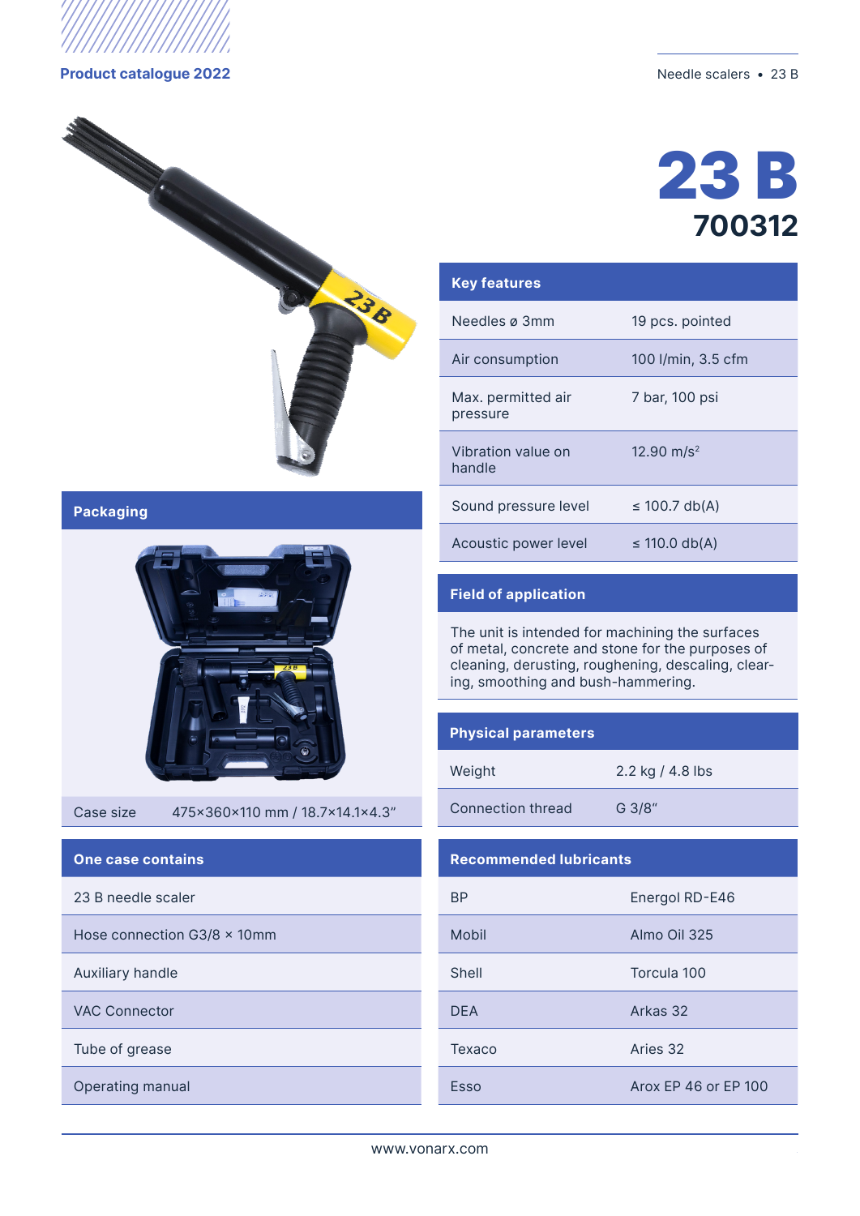# 23 B

## 700312

## Key features

| | |
|---|---|
| Needles ø 3mm | 19 pcs. pointed |
| Air consumption | 100 l/min, 3.5 cfm |
| Max. permitted air pressure | 7 bar, 100 psi |
| Vibration value on handle | 12.90 m/s$^2$ |
| Sound pressure level | ≤ 100.7 db(A) |
| Acoustic power level | ≤ 110.0 db(A) |

## Packaging

| | |
|---|---|
| Case size | 475×360×110 mm / 18.7×14.1×4.3″ |

## Field of application

The unit is intended for machining the surfaces of metal, concrete and stone for the purposes of cleaning, derusting, roughening, descaling, clearing, smoothing and bush-hammering.

## Physical parameters

| | |
|---|---|
| Weight | 2.2 kg / 4.8 lbs |
| Connection thread | G 3/8″ |

## One case contains

- 23 B needle scaler
- Hose connection G3/8 × 10mm
- Auxiliary handle
- VAC Connector
- Tube of grease
- Operating manual

## Recommended lubricants

| | |
|---|---|
| BP | Energol RD-E46 |
| Mobil | Almo Oil 325 |
| Shell | Torcula 100 |
| DEA | Arkas 32 |
| Texaco | Aries 32 |
| Esso | Arox EP 46 or EP 100 |

www.vonarx.com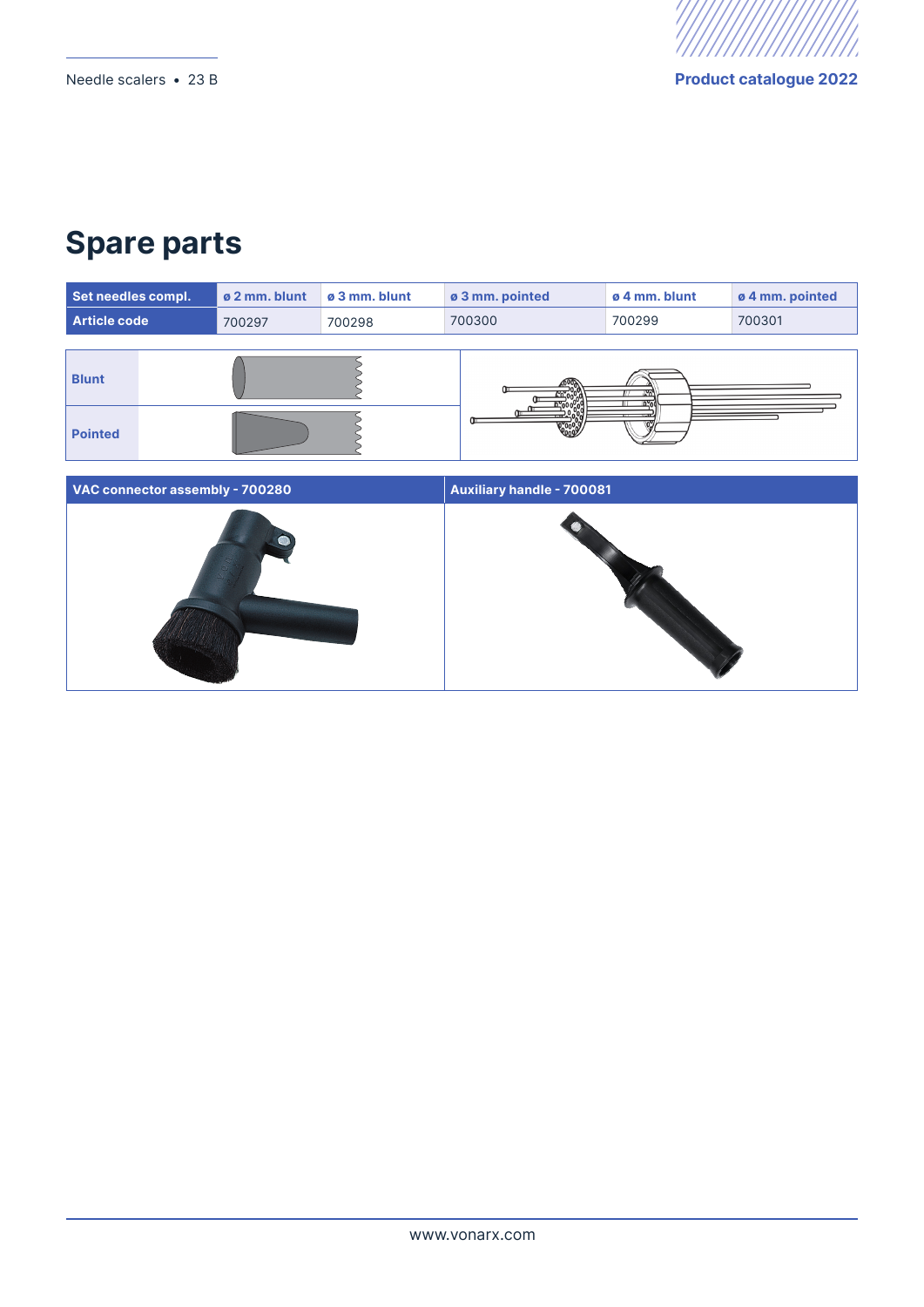# Spare parts

| Set needles compl. | ø 2 mm. blunt | ø 3 mm. blunt | ø 3 mm. pointed | ø 4 mm. blunt | ø 4 mm. pointed |
|---|---|---|---|---|---|
| Article code | 700297 | 700298 | 700300 | 700299 | 700301 |

Blunt

Pointed

VAC connector assembly - 700280

Auxiliary handle - 700081